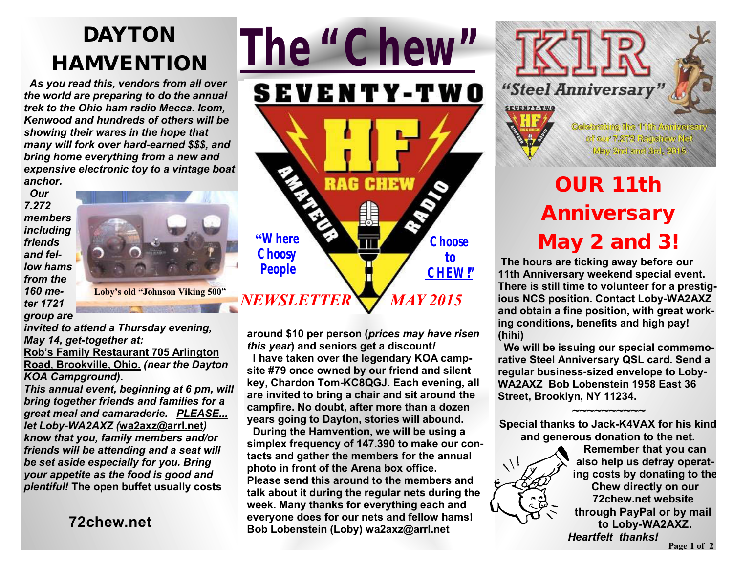# The "Chew"

SEVENTY-TWO HF RAG CHEW AMATEUR RADIO

"Where Choosy People Choose to CHEW!"

*NEWSLETTER MAY 2015*

## DAYTON HAMVENTION

***As you read this, vendors from all over the world are preparing to do the annual trek to the Ohio ham radio Mecca. Icom, Kenwood and hundreds of others will be showing their wares in the hope that many will fork over hard-earned $$$, and bring home everything from a new and expensive electronic toy to a vintage boat anchor.***

***Our 7.272 members including friends and fellow hams from the 160 meter 1721 group are invited to attend a Thursday evening, May 14, get-together at:***

**Rob's Family Restaurant 705 Arlington Road, Brookville, Ohio.** ***(near the Dayton KOA Campground).***

***This annual event, beginning at 6 pm, will bring together friends and families for a great meal and camaraderie. PLEASE... let Loby-WA2AXZ (wa2axz@arrl.net) know that you, family members and/or friends will be attending and a seat will be set aside especially for you. Bring your appetite as the food is good and plentiful!*** **The open buffet usually costs around $10 per person (*prices may have risen this year*) and seniors get a discount*!***

Loby's old "Johnson Viking 500"

**I have taken over the legendary KOA campsite #79 once owned by our friend and silent key, Chardon Tom-KC8QGJ. Each evening, all are invited to bring a chair and sit around the campfire. No doubt, after more than a dozen years going to Dayton, stories will abound.**

**During the Hamvention, we will be using a simplex frequency of 147.390 to make our contacts and gather the members for the annual photo in front of the Arena box office.**

**Please send this around to the members and talk about it during the regular nets during the week. Many thanks for everything each and everyone does for our nets and fellow hams!**

**Bob Lobenstein (Loby) wa2axz@arrl.net**

**72chew.net**

K1R "Steel Anniversary"

Celebrating the 11th Anniversary of our 7.272 Ragchew Net May 2nd and 3rd, 2015

## OUR 11th Anniversary May 2 and 3!

**The hours are ticking away before our 11th Anniversary weekend special event. There is still time to volunteer for a prestigious NCS position. Contact Loby-WA2AXZ and obtain a fine position, with great working conditions, benefits and high pay! (hihi)**

**We will be issuing our special commemorative Steel Anniversary QSL card. Send a regular business-sized envelope to Loby-WA2AXZ Bob Lobenstein 1958 East 36 Street, Brooklyn, NY 11234.**

~~~~~~~~~~~

**Special thanks to Jack-K4VAX for his kind and generous donation to the net.**

**Remember that you can also help us defray operating costs by donating to the Chew directly on our 72chew.net website through PayPal or by mail to Loby-WA2AXZ.**

***Heartfelt thanks!***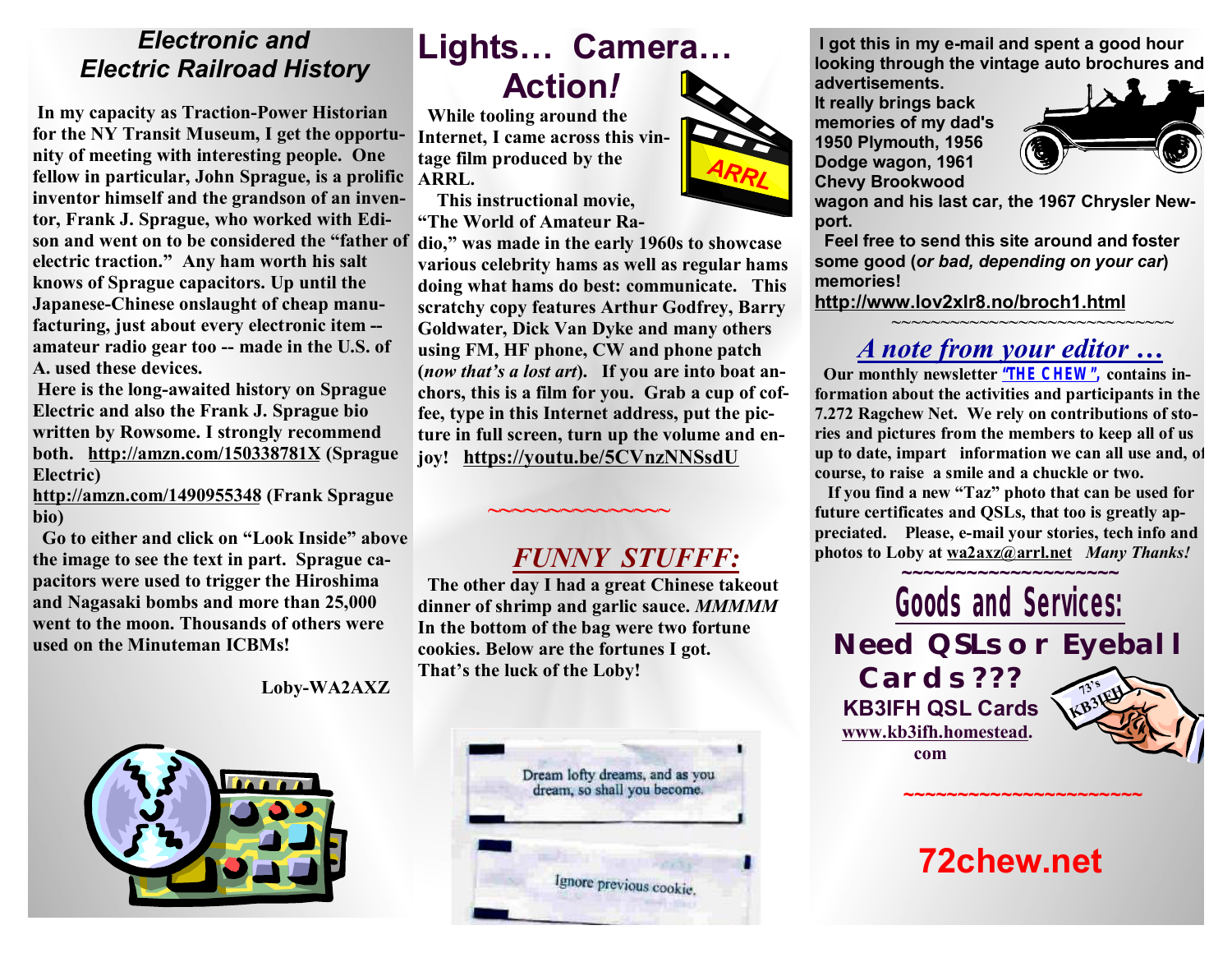## *Electronic and Electric Railroad History*

**In my capacity as Traction-Power Historian for the NY Transit Museum, I get the opportunity of meeting with interesting people. One fellow in particular, John Sprague, is a prolific inventor himself and the grandson of an inventor, Frank J. Sprague, who worked with Edison and went on to be considered the "father of electric traction." Any ham worth his salt knows of Sprague capacitors. Up until the Japanese-Chinese onslaught of cheap manufacturing, just about every electronic item -- amateur radio gear too -- made in the U.S. of A. used these devices.**

**Here is the long-awaited history on Sprague Electric and also the Frank J. Sprague bio written by Rowsome. I strongly recommend both. http://amzn.com/150338781X (Sprague Electric)**

**http://amzn.com/1490955348 (Frank Sprague bio)**

**Go to either and click on "Look Inside" above the image to see the text in part. Sprague capacitors were used to trigger the Hiroshima and Nagasaki bombs and more than 25,000 went to the moon. Thousands of others were used on the Minuteman ICBMs!**

**Loby-WA2AXZ**

# Lights… Camera… Action!

ARRL

**While tooling around the Internet, I came across this vintage film produced by the ARRL.**

**This instructional movie, "The World of Amateur Radio," was made in the early 1960s to showcase various celebrity hams as well as regular hams doing what hams do best: communicate. This scratchy copy features Arthur Godfrey, Barry Goldwater, Dick Van Dyke and many others using FM, HF phone, CW and phone patch (*now that's a lost art*). If you are into boat anchors, this is a film for you. Grab a cup of coffee, type in this Internet address, put the picture in full screen, turn up the volume and enjoy! https://youtu.be/5CVnzNNSsdU**

~~~~~~~~~~~~~~~~

## *FUNNY STUFFF:*

**The other day I had a great Chinese takeout dinner of shrimp and garlic sauce. *MMMMM* In the bottom of the bag were two fortune cookies. Below are the fortunes I got. That's the luck of the Loby!**

Dream lofty dreams, and as you dream, so shall you become.

Ignore previous cookie.

**I got this in my e-mail and spent a good hour looking through the vintage auto brochures and advertisements.**

**It really brings back memories of my dad's 1950 Plymouth, 1956 Dodge wagon, 1961 Chevy Brookwood wagon and his last car, the 1967 Chrysler Newport.**

**Feel free to send this site around and foster some good (*or bad, depending on your car*) memories!**

**http://www.lov2xlr8.no/broch1.html**

~~~~~~~~~~~~~~~~~~~~~~~~~~~~~~

## *A note from your editor …*

**Our monthly newsletter "THE CHEW", contains information about the activities and participants in the 7.272 Ragchew Net. We rely on contributions of stories and pictures from the members to keep all of us up to date, impart information we can all use and, of course, to raise a smile and a chuckle or two.**

**If you find a new "Taz" photo that can be used for future certificates and QSLs, that too is greatly appreciated. Please, e-mail your stories, tech info and photos to Loby at wa2axz@arrl.net *Many Thanks!***

~~~~~~~~~~~~~~~~~~~~

## Goods and Services:

**Need QSLs or Eyeball Cards???**

**KB3IFH QSL Cards**

**www.kb3ifh.homestead.com**

73's KB3IFH

~~~~~~~~~~~~~~~~~~~~~~

# 72chew.net